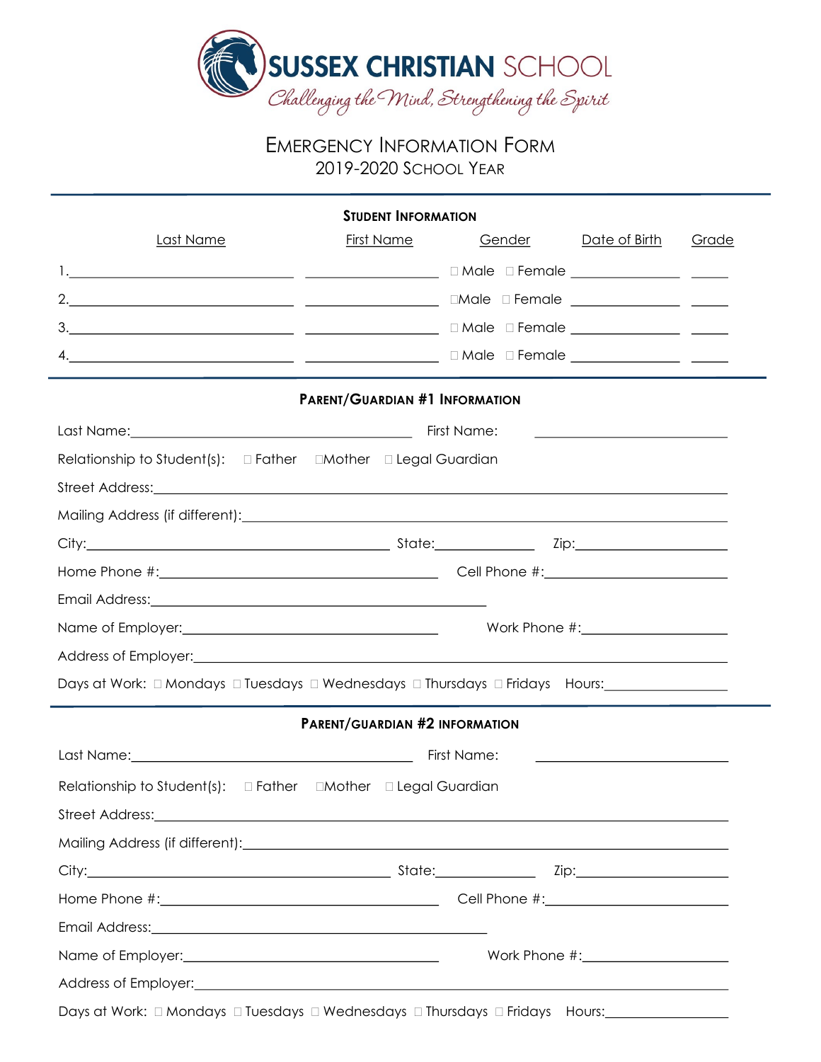# SUSSEX CHRISTIAN SCHOOL

*Challenging the Mind, Strengthening the Spirit*

## EMERGENCY INFORMATION FORM

2019-2020 SCHOOL YEAR

### STUDENT INFORMATION

| | Last Name | First Name | Gender | Date of Birth | Grade |
|---|---|---|---|---|---|
| 1. | ______________ | ______________ | ☐ Male ☐ Female | ______________ | _____ |
| 2. | ______________ | ______________ | ☐Male ☐ Female | ______________ | _____ |
| 3. | ______________ | ______________ | ☐ Male ☐ Female | ______________ | _____ |
| 4. | ______________ | ______________ | ☐ Male ☐ Female | ______________ | _____ |

### PARENT/GUARDIAN #1 INFORMATION

Last Name:______________________________ First Name: ______________________

Relationship to Student(s): ☐ Father ☐Mother ☐ Legal Guardian

Street Address:______________________________________________________________

Mailing Address (if different):________________________________________________

City:______________________________ State:__________ Zip:________________

Home Phone #:______________________________ Cell Phone #:____________________

Email Address:____________________________________

Name of Employer:__________________________ Work Phone #:________________

Address of Employer:_________________________________________________________

Days at Work: ☐ Mondays ☐ Tuesdays ☐ Wednesdays ☐ Thursdays ☐ Fridays Hours:______________

### PARENT/GUARDIAN #2 INFORMATION

Last Name:______________________________ First Name: ______________________

Relationship to Student(s): ☐ Father ☐Mother ☐ Legal Guardian

Street Address:______________________________________________________________

Mailing Address (if different):________________________________________________

City:______________________________ State:__________ Zip:________________

Home Phone #:______________________________ Cell Phone #:____________________

Email Address:____________________________________

Name of Employer:__________________________ Work Phone #:________________

Address of Employer:_________________________________________________________

Days at Work: ☐ Mondays ☐ Tuesdays ☐ Wednesdays ☐ Thursdays ☐ Fridays Hours:______________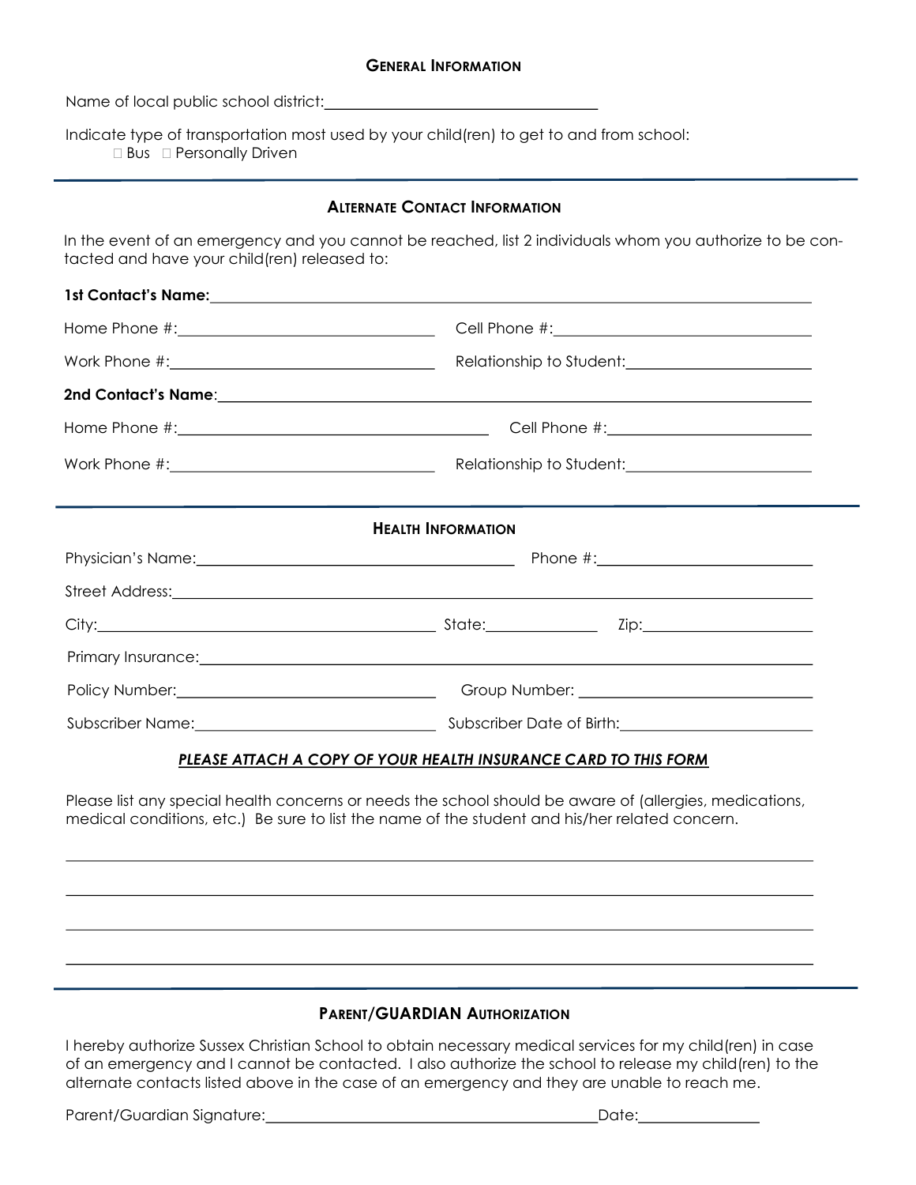## General Information

Name of local public school district:\_\_\_\_\_\_\_\_\_\_\_\_\_\_\_\_\_\_\_\_\_\_\_\_\_\_\_\_\_\_\_\_\_\_

Indicate type of transportation most used by your child(ren) to get to and from school:

☐ Bus ☐ Personally Driven

---

## Alternate Contact Information

In the event of an emergency and you cannot be reached, list 2 individuals whom you authorize to be contacted and have your child(ren) released to:

**1st Contact's Name:**\_\_\_\_\_\_\_\_\_\_\_\_\_\_\_\_\_\_\_\_\_\_\_\_\_\_\_\_\_\_\_\_\_\_\_\_\_\_\_\_\_\_\_\_\_\_\_\_\_\_\_\_\_\_\_\_\_\_\_\_

Home Phone #:\_\_\_\_\_\_\_\_\_\_\_\_\_\_\_\_\_\_\_\_\_\_\_\_\_\_\_\_\_\_ Cell Phone #:\_\_\_\_\_\_\_\_\_\_\_\_\_\_\_\_\_\_\_\_\_\_\_\_\_\_\_\_\_\_

Work Phone #:\_\_\_\_\_\_\_\_\_\_\_\_\_\_\_\_\_\_\_\_\_\_\_\_\_\_\_\_\_\_ Relationship to Student:\_\_\_\_\_\_\_\_\_\_\_\_\_\_\_\_\_\_\_\_\_\_

**2nd Contact's Name**:\_\_\_\_\_\_\_\_\_\_\_\_\_\_\_\_\_\_\_\_\_\_\_\_\_\_\_\_\_\_\_\_\_\_\_\_\_\_\_\_\_\_\_\_\_\_\_\_\_\_\_\_\_\_\_\_\_\_\_\_

Home Phone #:\_\_\_\_\_\_\_\_\_\_\_\_\_\_\_\_\_\_\_\_\_\_\_\_\_\_\_\_\_\_\_\_\_\_\_\_ Cell Phone #:\_\_\_\_\_\_\_\_\_\_\_\_\_\_\_\_\_\_\_\_\_\_\_\_

Work Phone #:\_\_\_\_\_\_\_\_\_\_\_\_\_\_\_\_\_\_\_\_\_\_\_\_\_\_\_\_\_\_ Relationship to Student:\_\_\_\_\_\_\_\_\_\_\_\_\_\_\_\_\_\_\_\_\_\_

---

## Health Information

Physician's Name:\_\_\_\_\_\_\_\_\_\_\_\_\_\_\_\_\_\_\_\_\_\_\_\_\_\_\_\_\_\_\_\_\_\_\_\_\_\_ Phone #:\_\_\_\_\_\_\_\_\_\_\_\_\_\_\_\_\_\_\_\_\_\_\_\_\_\_

Street Address:\_\_\_\_\_\_\_\_\_\_\_\_\_\_\_\_\_\_\_\_\_\_\_\_\_\_\_\_\_\_\_\_\_\_\_\_\_\_\_\_\_\_\_\_\_\_\_\_\_\_\_\_\_\_\_\_\_\_\_\_\_\_\_\_\_\_\_\_\_\_

City:\_\_\_\_\_\_\_\_\_\_\_\_\_\_\_\_\_\_\_\_\_\_\_\_\_\_\_\_\_\_\_\_\_\_\_\_\_\_\_\_ State:\_\_\_\_\_\_\_\_\_\_\_\_\_ Zip:\_\_\_\_\_\_\_\_\_\_\_\_\_\_\_\_\_\_\_\_

Primary Insurance:\_\_\_\_\_\_\_\_\_\_\_\_\_\_\_\_\_\_\_\_\_\_\_\_\_\_\_\_\_\_\_\_\_\_\_\_\_\_\_\_\_\_\_\_\_\_\_\_\_\_\_\_\_\_\_\_\_\_\_\_\_\_\_\_\_\_\_

Policy Number:\_\_\_\_\_\_\_\_\_\_\_\_\_\_\_\_\_\_\_\_\_\_\_\_\_\_\_\_\_\_ Group Number: \_\_\_\_\_\_\_\_\_\_\_\_\_\_\_\_\_\_\_\_\_\_\_\_\_\_\_\_

Subscriber Name:\_\_\_\_\_\_\_\_\_\_\_\_\_\_\_\_\_\_\_\_\_\_\_\_\_\_\_\_\_\_ Subscriber Date of Birth:\_\_\_\_\_\_\_\_\_\_\_\_\_\_\_\_\_\_\_\_\_\_\_

***PLEASE ATTACH A COPY OF YOUR HEALTH INSURANCE CARD TO THIS FORM***

Please list any special health concerns or needs the school should be aware of (allergies, medications, medical conditions, etc.) Be sure to list the name of the student and his/her related concern.

\_\_\_\_\_\_\_\_\_\_\_\_\_\_\_\_\_\_\_\_\_\_\_\_\_\_\_\_\_\_\_\_\_\_\_\_\_\_\_\_\_\_\_\_\_\_\_\_\_\_\_\_\_\_\_\_\_\_\_\_\_\_\_\_\_\_\_\_\_\_\_\_\_\_\_\_\_\_\_\_\_\_

\_\_\_\_\_\_\_\_\_\_\_\_\_\_\_\_\_\_\_\_\_\_\_\_\_\_\_\_\_\_\_\_\_\_\_\_\_\_\_\_\_\_\_\_\_\_\_\_\_\_\_\_\_\_\_\_\_\_\_\_\_\_\_\_\_\_\_\_\_\_\_\_\_\_\_\_\_\_\_\_\_\_

\_\_\_\_\_\_\_\_\_\_\_\_\_\_\_\_\_\_\_\_\_\_\_\_\_\_\_\_\_\_\_\_\_\_\_\_\_\_\_\_\_\_\_\_\_\_\_\_\_\_\_\_\_\_\_\_\_\_\_\_\_\_\_\_\_\_\_\_\_\_\_\_\_\_\_\_\_\_\_\_\_\_

\_\_\_\_\_\_\_\_\_\_\_\_\_\_\_\_\_\_\_\_\_\_\_\_\_\_\_\_\_\_\_\_\_\_\_\_\_\_\_\_\_\_\_\_\_\_\_\_\_\_\_\_\_\_\_\_\_\_\_\_\_\_\_\_\_\_\_\_\_\_\_\_\_\_\_\_\_\_\_\_\_\_

---

## Parent/GUARDIAN Authorization

I hereby authorize Sussex Christian School to obtain necessary medical services for my child(ren) in case of an emergency and I cannot be contacted. I also authorize the school to release my child(ren) to the alternate contacts listed above in the case of an emergency and they are unable to reach me.

Parent/Guardian Signature:\_\_\_\_\_\_\_\_\_\_\_\_\_\_\_\_\_\_\_\_\_\_\_\_\_\_\_\_\_\_\_\_\_\_\_\_\_\_\_\_\_\_\_\_Date:\_\_\_\_\_\_\_\_\_\_\_\_\_\_\_